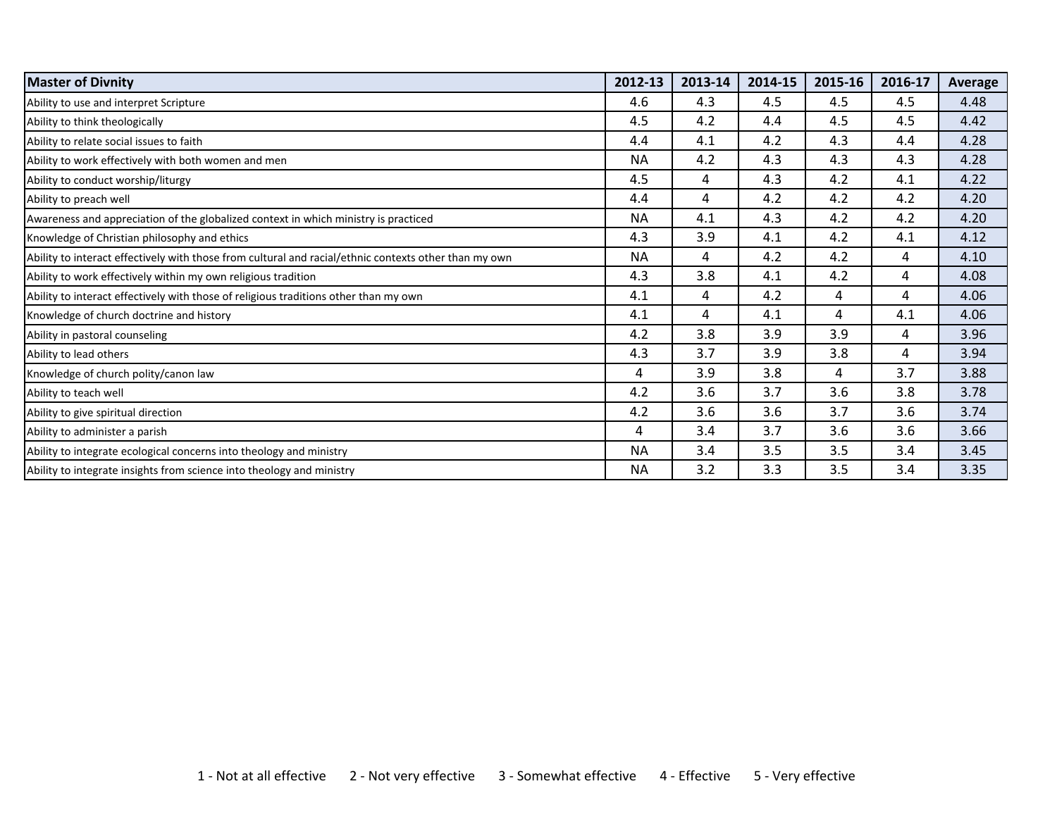| Master of Divnity | 2012-13 | 2013-14 | 2014-15 | 2015-16 | 2016-17 | Average |
|---|---|---|---|---|---|---|
| Ability to use and interpret Scripture | 4.6 | 4.3 | 4.5 | 4.5 | 4.5 | 4.48 |
| Ability to think theologically | 4.5 | 4.2 | 4.4 | 4.5 | 4.5 | 4.42 |
| Ability to relate social issues to faith | 4.4 | 4.1 | 4.2 | 4.3 | 4.4 | 4.28 |
| Ability to work effectively with both women and men | NA | 4.2 | 4.3 | 4.3 | 4.3 | 4.28 |
| Ability to conduct worship/liturgy | 4.5 | 4 | 4.3 | 4.2 | 4.1 | 4.22 |
| Ability to preach well | 4.4 | 4 | 4.2 | 4.2 | 4.2 | 4.20 |
| Awareness and appreciation of the globalized context in which ministry is practiced | NA | 4.1 | 4.3 | 4.2 | 4.2 | 4.20 |
| Knowledge of Christian philosophy and ethics | 4.3 | 3.9 | 4.1 | 4.2 | 4.1 | 4.12 |
| Ability to interact effectively with those from cultural and racial/ethnic contexts other than my own | NA | 4 | 4.2 | 4.2 | 4 | 4.10 |
| Ability to work effectively within my own religious tradition | 4.3 | 3.8 | 4.1 | 4.2 | 4 | 4.08 |
| Ability to interact effectively with those of religious traditions other than my own | 4.1 | 4 | 4.2 | 4 | 4 | 4.06 |
| Knowledge of church doctrine and history | 4.1 | 4 | 4.1 | 4 | 4.1 | 4.06 |
| Ability in pastoral counseling | 4.2 | 3.8 | 3.9 | 3.9 | 4 | 3.96 |
| Ability to lead others | 4.3 | 3.7 | 3.9 | 3.8 | 4 | 3.94 |
| Knowledge of church polity/canon law | 4 | 3.9 | 3.8 | 4 | 3.7 | 3.88 |
| Ability to teach well | 4.2 | 3.6 | 3.7 | 3.6 | 3.8 | 3.78 |
| Ability to give spiritual direction | 4.2 | 3.6 | 3.6 | 3.7 | 3.6 | 3.74 |
| Ability to administer a parish | 4 | 3.4 | 3.7 | 3.6 | 3.6 | 3.66 |
| Ability to integrate ecological concerns into theology and ministry | NA | 3.4 | 3.5 | 3.5 | 3.4 | 3.45 |
| Ability to integrate insights from science into theology and ministry | NA | 3.2 | 3.3 | 3.5 | 3.4 | 3.35 |

1 - Not at all effective    2 - Not very effective    3 - Somewhat effective    4 - Effective    5 - Very effective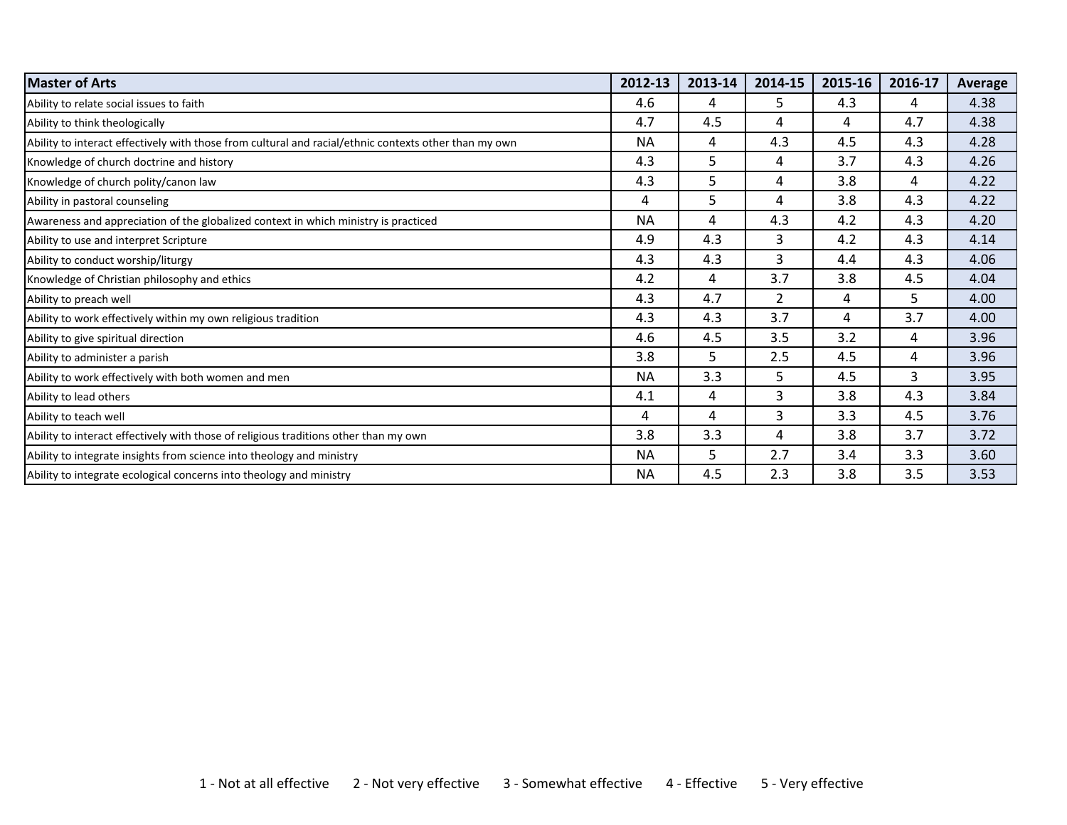| Master of Arts | 2012-13 | 2013-14 | 2014-15 | 2015-16 | 2016-17 | Average |
|---|---|---|---|---|---|---|
| Ability to relate social issues to faith | 4.6 | 4 | 5 | 4.3 | 4 | 4.38 |
| Ability to think theologically | 4.7 | 4.5 | 4 | 4 | 4.7 | 4.38 |
| Ability to interact effectively with those from cultural and racial/ethnic contexts other than my own | NA | 4 | 4.3 | 4.5 | 4.3 | 4.28 |
| Knowledge of church doctrine and history | 4.3 | 5 | 4 | 3.7 | 4.3 | 4.26 |
| Knowledge of church polity/canon law | 4.3 | 5 | 4 | 3.8 | 4 | 4.22 |
| Ability in pastoral counseling | 4 | 5 | 4 | 3.8 | 4.3 | 4.22 |
| Awareness and appreciation of the globalized context in which ministry is practiced | NA | 4 | 4.3 | 4.2 | 4.3 | 4.20 |
| Ability to use and interpret Scripture | 4.9 | 4.3 | 3 | 4.2 | 4.3 | 4.14 |
| Ability to conduct worship/liturgy | 4.3 | 4.3 | 3 | 4.4 | 4.3 | 4.06 |
| Knowledge of Christian philosophy and ethics | 4.2 | 4 | 3.7 | 3.8 | 4.5 | 4.04 |
| Ability to preach well | 4.3 | 4.7 | 2 | 4 | 5 | 4.00 |
| Ability to work effectively within my own religious tradition | 4.3 | 4.3 | 3.7 | 4 | 3.7 | 4.00 |
| Ability to give spiritual direction | 4.6 | 4.5 | 3.5 | 3.2 | 4 | 3.96 |
| Ability to administer a parish | 3.8 | 5 | 2.5 | 4.5 | 4 | 3.96 |
| Ability to work effectively with both women and men | NA | 3.3 | 5 | 4.5 | 3 | 3.95 |
| Ability to lead others | 4.1 | 4 | 3 | 3.8 | 4.3 | 3.84 |
| Ability to teach well | 4 | 4 | 3 | 3.3 | 4.5 | 3.76 |
| Ability to interact effectively with those of religious traditions other than my own | 3.8 | 3.3 | 4 | 3.8 | 3.7 | 3.72 |
| Ability to integrate insights from science into theology and ministry | NA | 5 | 2.7 | 3.4 | 3.3 | 3.60 |
| Ability to integrate ecological concerns into theology and ministry | NA | 4.5 | 2.3 | 3.8 | 3.5 | 3.53 |

1 - Not at all effective   2 - Not very effective   3 - Somewhat effective   4 - Effective   5 - Very effective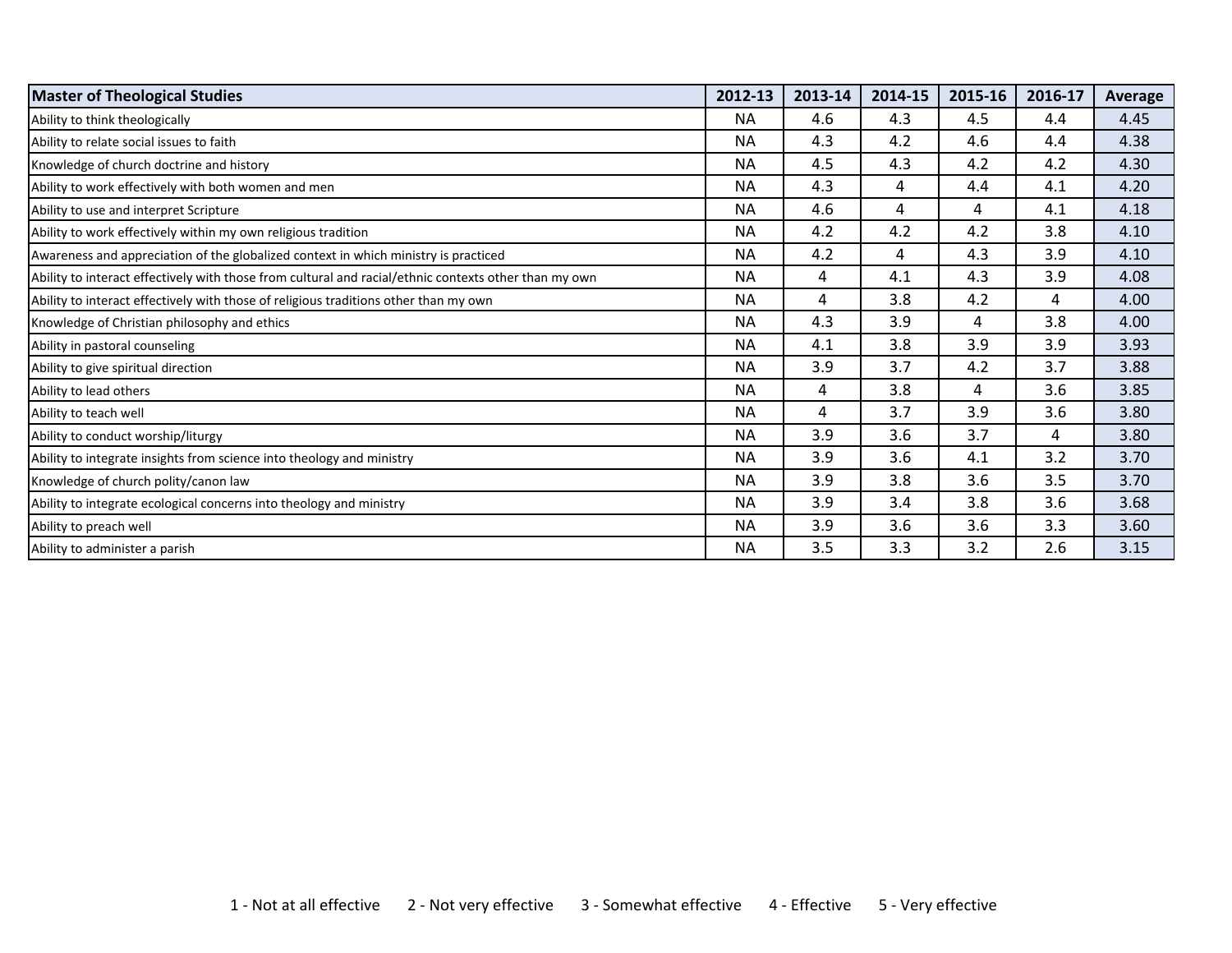| Master of Theological Studies | 2012-13 | 2013-14 | 2014-15 | 2015-16 | 2016-17 | Average |
|---|---|---|---|---|---|---|
| Ability to think theologically | NA | 4.6 | 4.3 | 4.5 | 4.4 | 4.45 |
| Ability to relate social issues to faith | NA | 4.3 | 4.2 | 4.6 | 4.4 | 4.38 |
| Knowledge of church doctrine and history | NA | 4.5 | 4.3 | 4.2 | 4.2 | 4.30 |
| Ability to work effectively with both women and men | NA | 4.3 | 4 | 4.4 | 4.1 | 4.20 |
| Ability to use and interpret Scripture | NA | 4.6 | 4 | 4 | 4.1 | 4.18 |
| Ability to work effectively within my own religious tradition | NA | 4.2 | 4.2 | 4.2 | 3.8 | 4.10 |
| Awareness and appreciation of the globalized context in which ministry is practiced | NA | 4.2 | 4 | 4.3 | 3.9 | 4.10 |
| Ability to interact effectively with those from cultural and racial/ethnic contexts other than my own | NA | 4 | 4.1 | 4.3 | 3.9 | 4.08 |
| Ability to interact effectively with those of religious traditions other than my own | NA | 4 | 3.8 | 4.2 | 4 | 4.00 |
| Knowledge of Christian philosophy and ethics | NA | 4.3 | 3.9 | 4 | 3.8 | 4.00 |
| Ability in pastoral counseling | NA | 4.1 | 3.8 | 3.9 | 3.9 | 3.93 |
| Ability to give spiritual direction | NA | 3.9 | 3.7 | 4.2 | 3.7 | 3.88 |
| Ability to lead others | NA | 4 | 3.8 | 4 | 3.6 | 3.85 |
| Ability to teach well | NA | 4 | 3.7 | 3.9 | 3.6 | 3.80 |
| Ability to conduct worship/liturgy | NA | 3.9 | 3.6 | 3.7 | 4 | 3.80 |
| Ability to integrate insights from science into theology and ministry | NA | 3.9 | 3.6 | 4.1 | 3.2 | 3.70 |
| Knowledge of church polity/canon law | NA | 3.9 | 3.8 | 3.6 | 3.5 | 3.70 |
| Ability to integrate ecological concerns into theology and ministry | NA | 3.9 | 3.4 | 3.8 | 3.6 | 3.68 |
| Ability to preach well | NA | 3.9 | 3.6 | 3.6 | 3.3 | 3.60 |
| Ability to administer a parish | NA | 3.5 | 3.3 | 3.2 | 2.6 | 3.15 |

1 - Not at all effective    2 - Not very effective    3 - Somewhat effective    4 - Effective    5 - Very effective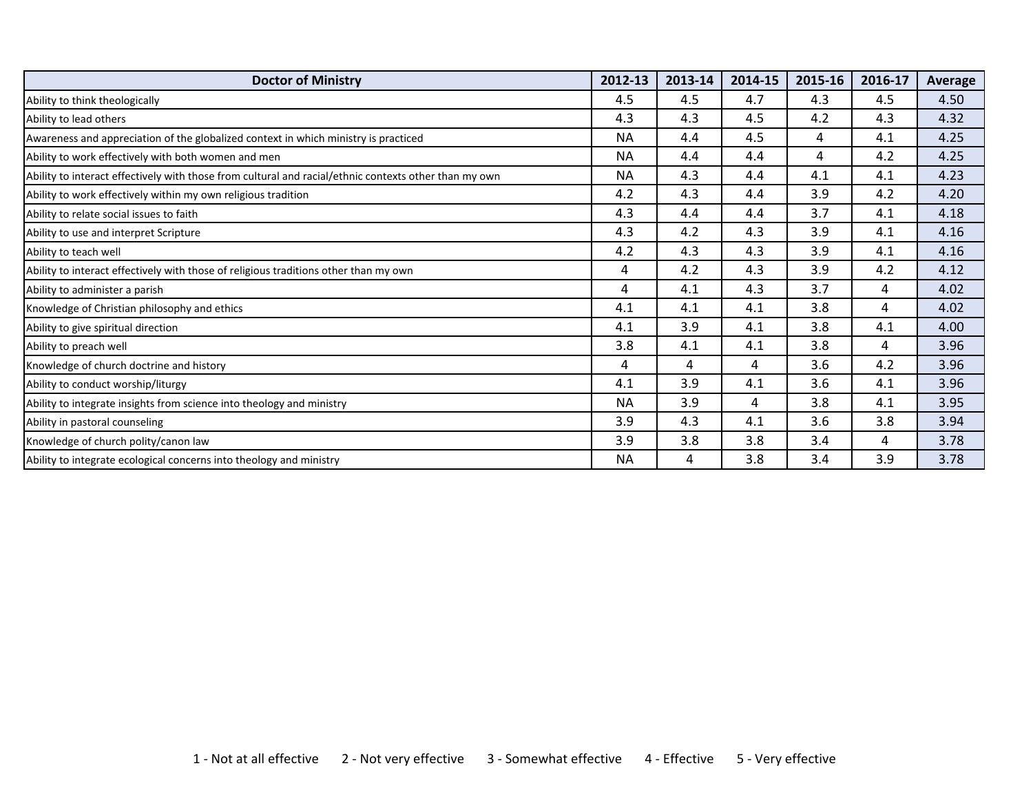| Doctor of Ministry | 2012-13 | 2013-14 | 2014-15 | 2015-16 | 2016-17 | Average |
|---|---|---|---|---|---|---|
| Ability to think theologically | 4.5 | 4.5 | 4.7 | 4.3 | 4.5 | 4.50 |
| Ability to lead others | 4.3 | 4.3 | 4.5 | 4.2 | 4.3 | 4.32 |
| Awareness and appreciation of the globalized context in which ministry is practiced | NA | 4.4 | 4.5 | 4 | 4.1 | 4.25 |
| Ability to work effectively with both women and men | NA | 4.4 | 4.4 | 4 | 4.2 | 4.25 |
| Ability to interact effectively with those from cultural and racial/ethnic contexts other than my own | NA | 4.3 | 4.4 | 4.1 | 4.1 | 4.23 |
| Ability to work effectively within my own religious tradition | 4.2 | 4.3 | 4.4 | 3.9 | 4.2 | 4.20 |
| Ability to relate social issues to faith | 4.3 | 4.4 | 4.4 | 3.7 | 4.1 | 4.18 |
| Ability to use and interpret Scripture | 4.3 | 4.2 | 4.3 | 3.9 | 4.1 | 4.16 |
| Ability to teach well | 4.2 | 4.3 | 4.3 | 3.9 | 4.1 | 4.16 |
| Ability to interact effectively with those of religious traditions other than my own | 4 | 4.2 | 4.3 | 3.9 | 4.2 | 4.12 |
| Ability to administer a parish | 4 | 4.1 | 4.3 | 3.7 | 4 | 4.02 |
| Knowledge of Christian philosophy and ethics | 4.1 | 4.1 | 4.1 | 3.8 | 4 | 4.02 |
| Ability to give spiritual direction | 4.1 | 3.9 | 4.1 | 3.8 | 4.1 | 4.00 |
| Ability to preach well | 3.8 | 4.1 | 4.1 | 3.8 | 4 | 3.96 |
| Knowledge of church doctrine and history | 4 | 4 | 4 | 3.6 | 4.2 | 3.96 |
| Ability to conduct worship/liturgy | 4.1 | 3.9 | 4.1 | 3.6 | 4.1 | 3.96 |
| Ability to integrate insights from science into theology and ministry | NA | 3.9 | 4 | 3.8 | 4.1 | 3.95 |
| Ability in pastoral counseling | 3.9 | 4.3 | 4.1 | 3.6 | 3.8 | 3.94 |
| Knowledge of church polity/canon law | 3.9 | 3.8 | 3.8 | 3.4 | 4 | 3.78 |
| Ability to integrate ecological concerns into theology and ministry | NA | 4 | 3.8 | 3.4 | 3.9 | 3.78 |

1 - Not at all effective 2 - Not very effective 3 - Somewhat effective 4 - Effective 5 - Very effective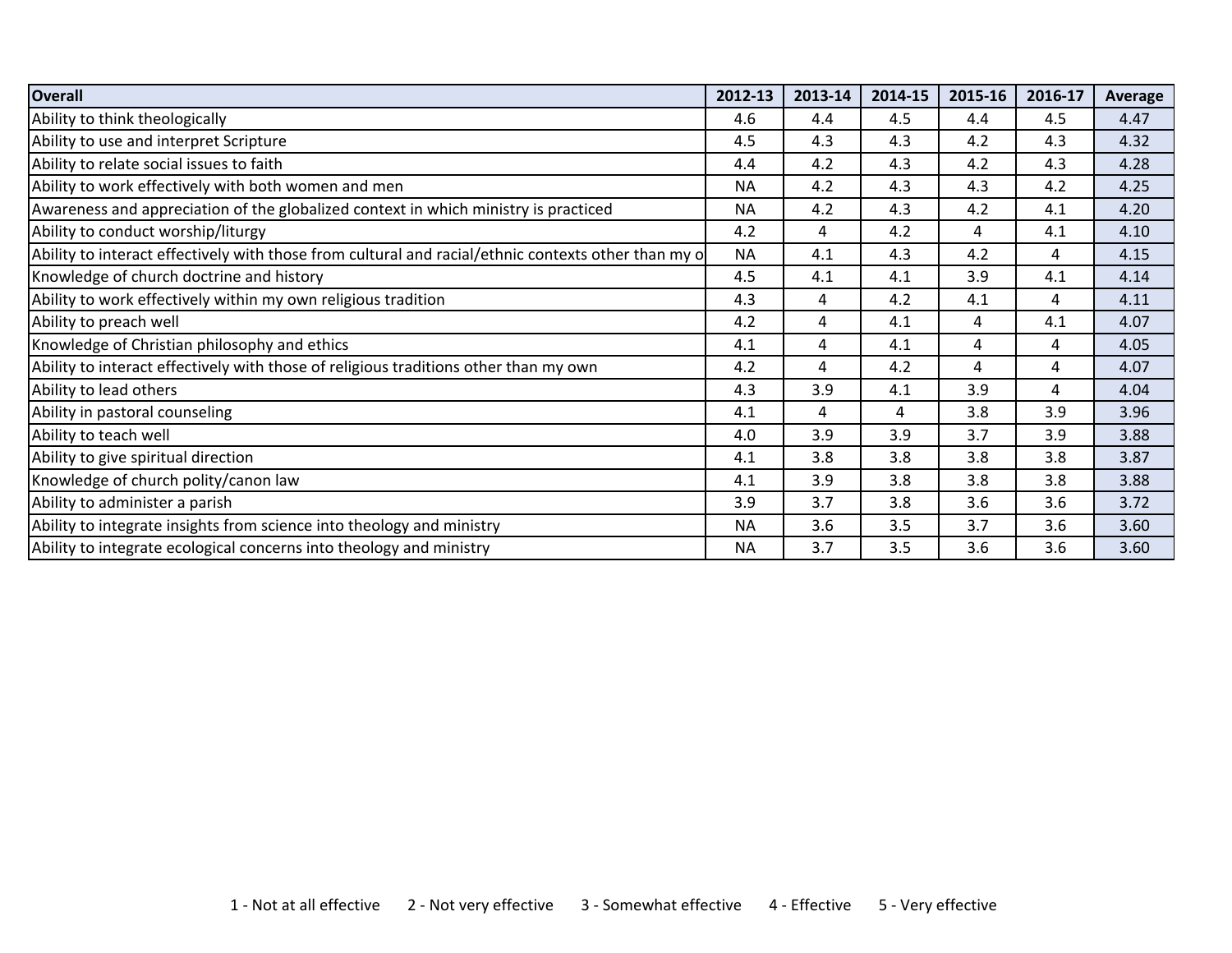| Overall | 2012-13 | 2013-14 | 2014-15 | 2015-16 | 2016-17 | Average |
|---|---|---|---|---|---|---|
| Ability to think theologically | 4.6 | 4.4 | 4.5 | 4.4 | 4.5 | 4.47 |
| Ability to use and interpret Scripture | 4.5 | 4.3 | 4.3 | 4.2 | 4.3 | 4.32 |
| Ability to relate social issues to faith | 4.4 | 4.2 | 4.3 | 4.2 | 4.3 | 4.28 |
| Ability to work effectively with both women and men | NA | 4.2 | 4.3 | 4.3 | 4.2 | 4.25 |
| Awareness and appreciation of the globalized context in which ministry is practiced | NA | 4.2 | 4.3 | 4.2 | 4.1 | 4.20 |
| Ability to conduct worship/liturgy | 4.2 | 4 | 4.2 | 4 | 4.1 | 4.10 |
| Ability to interact effectively with those from cultural and racial/ethnic contexts other than my o | NA | 4.1 | 4.3 | 4.2 | 4 | 4.15 |
| Knowledge of church doctrine and history | 4.5 | 4.1 | 4.1 | 3.9 | 4.1 | 4.14 |
| Ability to work effectively within my own religious tradition | 4.3 | 4 | 4.2 | 4.1 | 4 | 4.11 |
| Ability to preach well | 4.2 | 4 | 4.1 | 4 | 4.1 | 4.07 |
| Knowledge of Christian philosophy and ethics | 4.1 | 4 | 4.1 | 4 | 4 | 4.05 |
| Ability to interact effectively with those of religious traditions other than my own | 4.2 | 4 | 4.2 | 4 | 4 | 4.07 |
| Ability to lead others | 4.3 | 3.9 | 4.1 | 3.9 | 4 | 4.04 |
| Ability in pastoral counseling | 4.1 | 4 | 4 | 3.8 | 3.9 | 3.96 |
| Ability to teach well | 4.0 | 3.9 | 3.9 | 3.7 | 3.9 | 3.88 |
| Ability to give spiritual direction | 4.1 | 3.8 | 3.8 | 3.8 | 3.8 | 3.87 |
| Knowledge of church polity/canon law | 4.1 | 3.9 | 3.8 | 3.8 | 3.8 | 3.88 |
| Ability to administer a parish | 3.9 | 3.7 | 3.8 | 3.6 | 3.6 | 3.72 |
| Ability to integrate insights from science into theology and ministry | NA | 3.6 | 3.5 | 3.7 | 3.6 | 3.60 |
| Ability to integrate ecological concerns into theology and ministry | NA | 3.7 | 3.5 | 3.6 | 3.6 | 3.60 |

1 - Not at all effective 2 - Not very effective 3 - Somewhat effective 4 - Effective 5 - Very effective